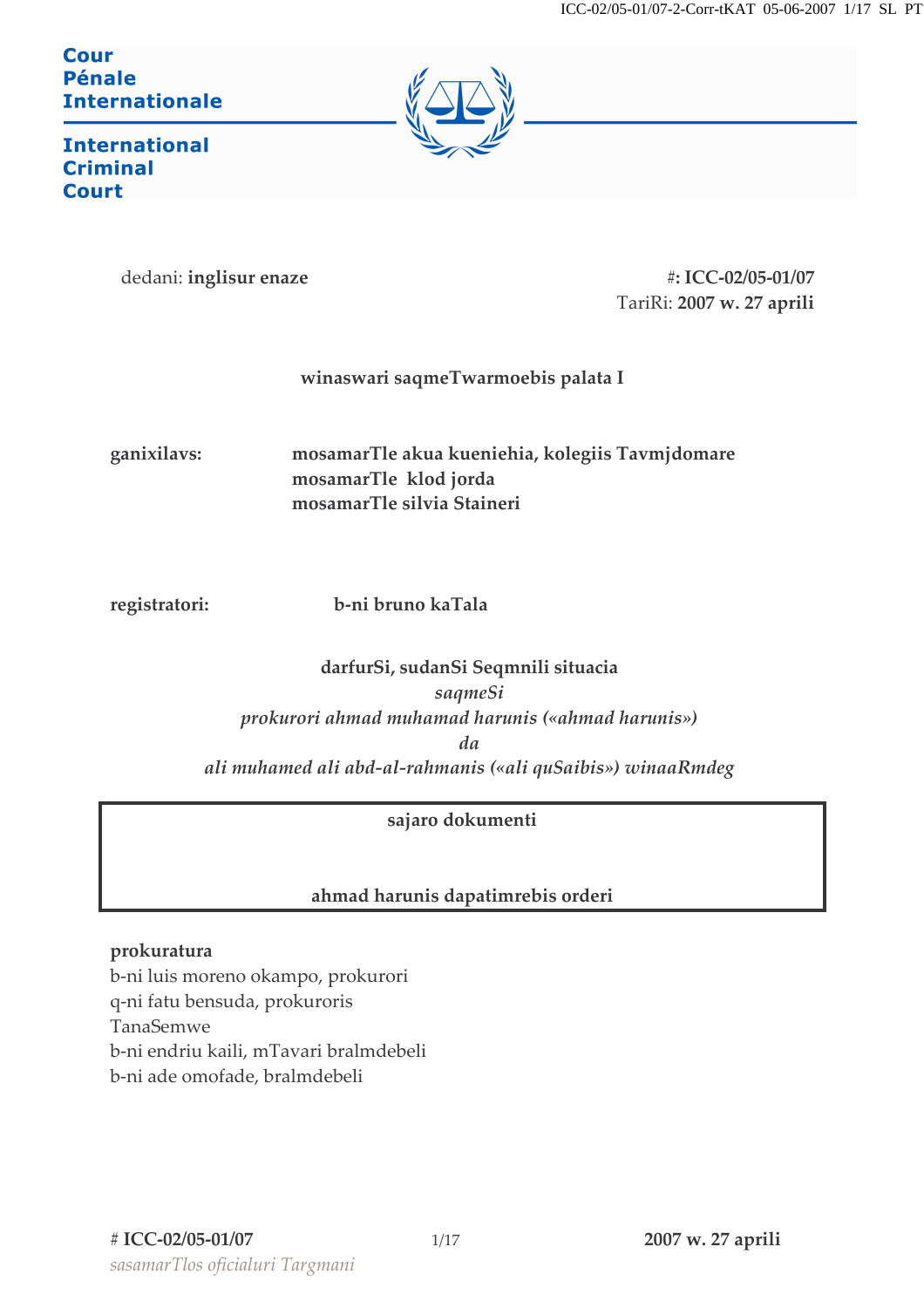Cour
Pénale
Internationale

International
Criminal
Court

dedani: **inglisur enaze**

#**: ICC-02/05-01/07**
TariRi: **2007 w. 27 aprili**

**winaswari saqmeTwarmoebis palata I**

**ganixilavs:** **mosamarTle akua kueniehia, kolegiis Tavmjdomare**
**mosamarTle klod jorda**
**mosamarTle silvia Staineri**

**registratori:** **b-ni bruno kaTala**

**darfurSi, sudanSi Seqmnili situacia**

***saqmeSi***

***prokurori ahmad muhamad harunis («ahmad harunis»)***

***da***

***ali muhamed ali abd-al-rahmanis («ali quSaibis») winaaRmdeg***

**sajaro dokumenti**

**ahmad harunis dapatimrebis orderi**

**prokuratura**
b-ni luis moreno okampo, prokurori
q-ni fatu bensuda, prokuroris
TanaSemwe
b-ni endriu kaili, mTavari bralmdebeli
b-ni ade omofade, bralmdebeli

*sasamarTlos oficialuri Targmani*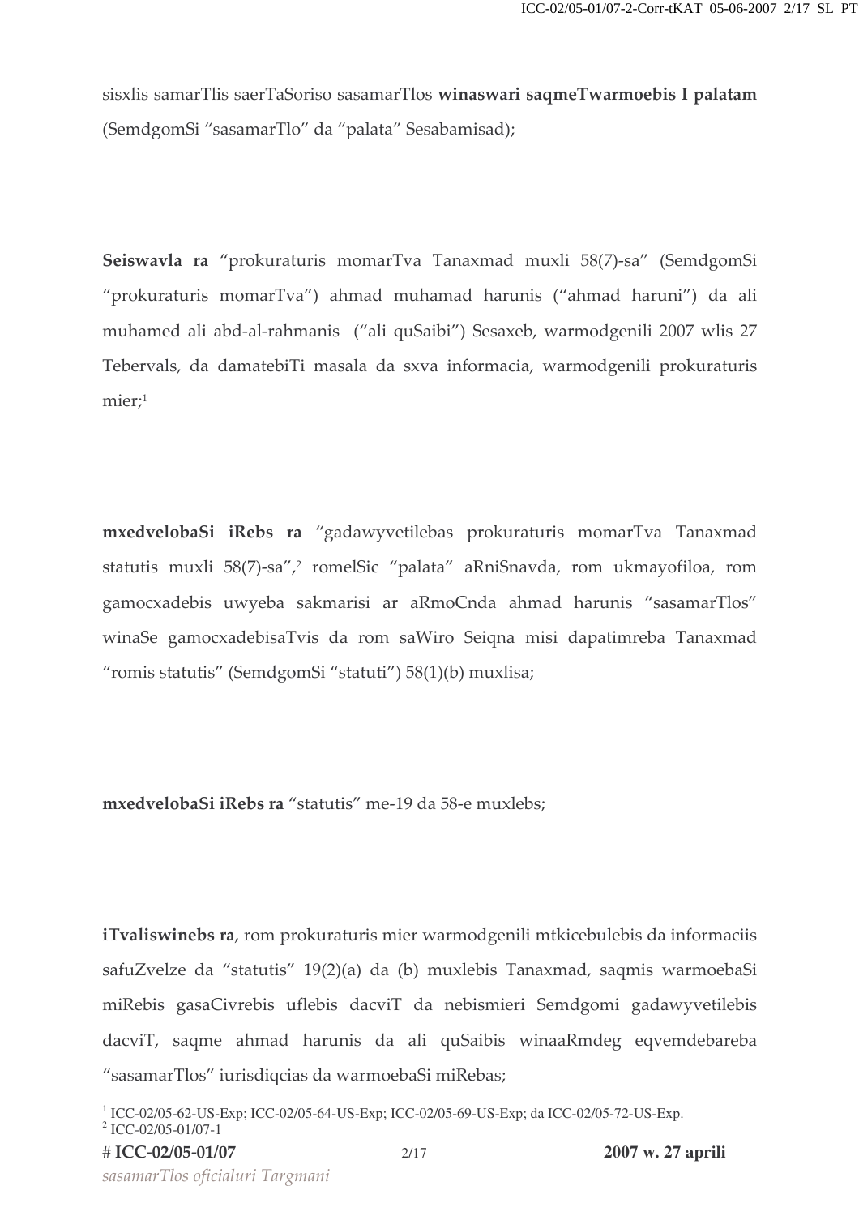sisxlis samarTlis saerTaSoriso sasamarTlos **winaswari saqmeTwarmoebis I palatam** (SemdgomSi "sasamarTlo" da "palata" Sesabamisad);

**Seiswavla ra** "prokuraturis momarTva Tanaxmad muxli 58(7)-sa" (SemdgomSi "prokuraturis momarTva") ahmad muhamad harunis ("ahmad haruni") da ali muhamed ali abd-al-rahmanis ("ali quSaibi") Sesaxeb, warmodgenili 2007 wlis 27 Tebervals, da damatebiTi masala da sxva informacia, warmodgenili prokuraturis mier;[1]

**mxedvelobaSi iRebs ra** "gadawyvetilebas prokuraturis momarTva Tanaxmad statutis muxli 58(7)-sa",[2] romelSic "palata" aRniSnavda, rom ukmayofiloa, rom gamocxadebis uwyeba sakmarisi ar aRmoCnda ahmad harunis "sasamarTlos" winaSe gamocxadebisaTvis da rom saWiro Seiqna misi dapatimreba Tanaxmad "romis statutis" (SemdgomSi "statuti") 58(1)(b) muxlisa;

**mxedvelobaSi iRebs ra** "statutis" me-19 da 58-e muxlebs;

**iTvaliswinebs ra**, rom prokuraturis mier warmodgenili mtkicebulebis da informaciis safuZvelze da "statutis" 19(2)(a) da (b) muxlebis Tanaxmad, saqmis warmoebaSi miRebis gasaCivrebis uflebis dacviT da nebismieri Semdgomi gadawyvetilebis dacviT, saqme ahmad harunis da ali quSaibis winaaRmdeg eqvemdebareba "sasamarTlos" iurisdiqcias da warmoebaSi miRebas;

[1] ICC-02/05-62-US-Exp; ICC-02/05-64-US-Exp; ICC-02/05-69-US-Exp; da ICC-02/05-72-US-Exp.

[2] ICC-02/05-01/07-1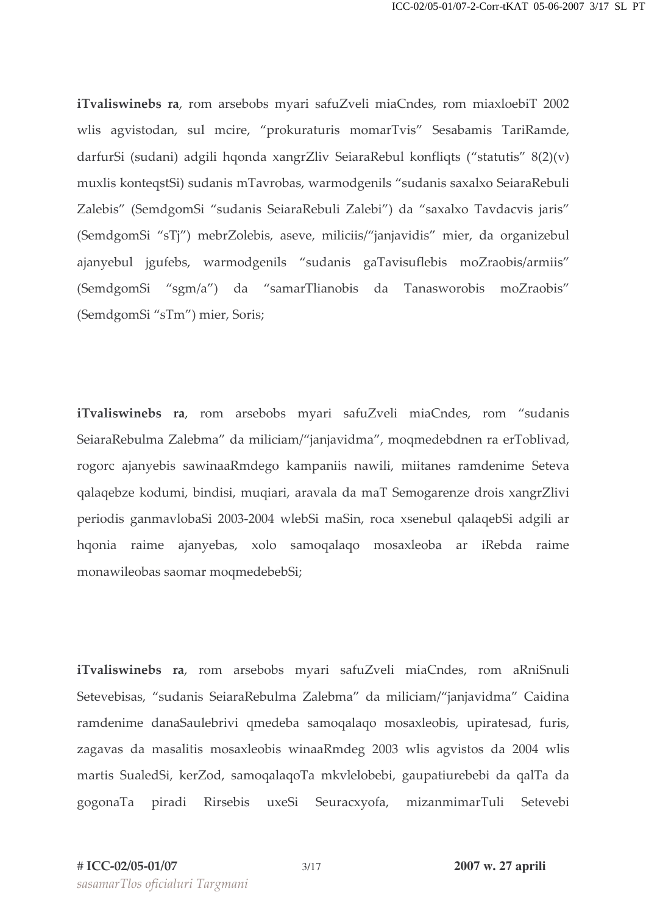**iTvaliswinebs ra**, rom arsebobs myari safuZveli miaCndes, rom miaxloebiT 2002 wlis agvistodan, sul mcire, "prokuraturis momarTvis" Sesabamis TariRamde, darfurSi (sudani) adgili hqonda xangrZliv SeiaraRebul konfliqts ("statutis" 8(2)(v) muxlis konteqstSi) sudanis mTavrobas, warmodgenils "sudanis saxalxo SeiaraRebuli Zalebis" (SemdgomSi "sudanis SeiaraRebuli Zalebi") da "saxalxo Tavdacvis jaris" (SemdgomSi "sTj") mebrZolebis, aseve, miliciis/"janjavidis" mier, da organizebul ajanyebul jgufebs, warmodgenils "sudanis gaTavisuflebis moZraobis/armiis" (SemdgomSi "sgm/a") da "samarTlianobis da Tanasworobis moZraobis" (SemdgomSi "sTm") mier, Soris;

**iTvaliswinebs ra**, rom arsebobs myari safuZveli miaCndes, rom "sudanis SeiaraRebulma Zalebma" da miliciam/"janjavidma", moqmedebdnen ra erToblivad, rogorc ajanyebis sawinaaRmdego kampaniis nawili, miitanes ramdenime Seteva qalaqebze kodumi, bindisi, muqiari, aravala da maT Semogarenze drois xangrZlivi periodis ganmavlobaSi 2003-2004 wlebSi maSin, roca xsenebul qalaqebSi adgili ar hqonia raime ajanyebas, xolo samoqalaqo mosaxleoba ar iRebda raime monawileobas saomar moqmedebebSi;

**iTvaliswinebs ra**, rom arsebobs myari safuZveli miaCndes, rom aRniSnuli Setevebisas, "sudanis SeiaraRebulma Zalebma" da miliciam/"janjavidma" Caidina ramdenime danaSaulebrivi qmedeba samoqalaqo mosaxleobis, upiratesad, furis, zagavas da masalitis mosaxleobis winaaRmdeg 2003 wlis agvistos da 2004 wlis martis SualedSi, kerZod, samoqalaqoTa mkvlelobebi, gaupatiurebebi da qalTa da gogonaTa piradi Rirsebis uxeSi Seuracxyofa, mizanmimarTuli Setevebi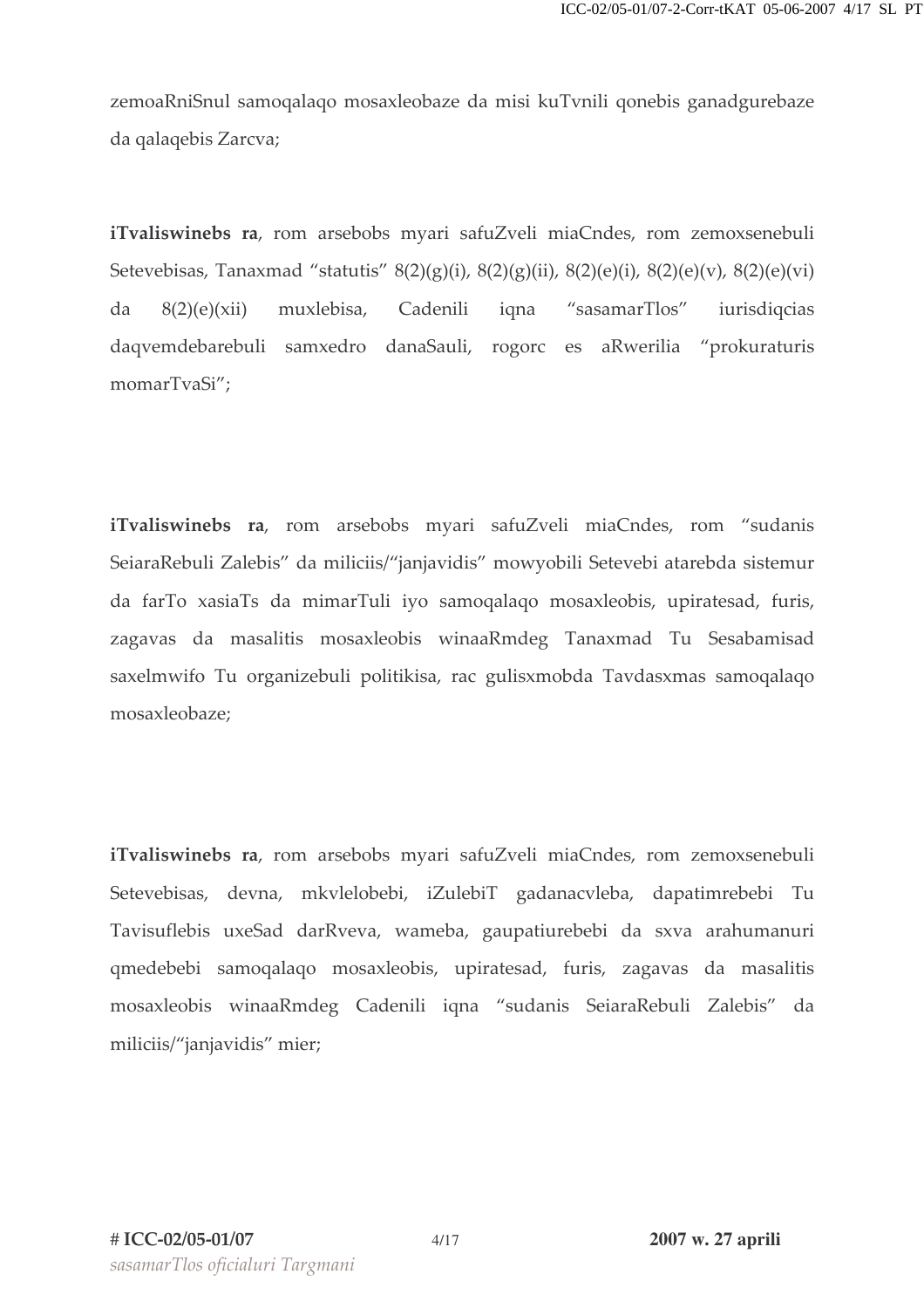zemoaRniSnul samoqalaqo mosaxleobaze da misi kuTvnili qonebis ganadgurebaze da qalaqebis Zarcva;

**iTvaliswinebs ra**, rom arsebobs myari safuZveli miaCndes, rom zemoxsenebuli Setevebisas, Tanaxmad "statutis" 8(2)(g)(i), 8(2)(g)(ii), 8(2)(e)(i), 8(2)(e)(v), 8(2)(e)(vi) da 8(2)(e)(xii) muxlebisa, Cadenili iqna "sasamarTlos" iurisdiqcias daqvemdebarebuli samxedro danaSauli, rogorc es aRwerilia "prokuraturis momarTvaSi";

**iTvaliswinebs ra**, rom arsebobs myari safuZveli miaCndes, rom "sudanis SeiaraRebuli Zalebis" da miliciis/"janjavidis" mowyobili Setevebi atarebda sistemur da farTo xasiaTs da mimarTuli iyo samoqalaqo mosaxleobis, upiratesad, furis, zagavas da masalitis mosaxleobis winaaRmdeg Tanaxmad Tu Sesabamisad saxelmwifo Tu organizebuli politikisa, rac gulisxmobda Tavdasxmas samoqalaqo mosaxleobaze;

**iTvaliswinebs ra**, rom arsebobs myari safuZveli miaCndes, rom zemoxsenebuli Setevebisas, devna, mkvlelobebi, iZulebiT gadanacvleba, dapatimrebebi Tu Tavisuflebis uxeSad darRveva, wameba, gaupatiurebebi da sxva arahumanuri qmedebebi samoqalaqo mosaxleobis, upiratesad, furis, zagavas da masalitis mosaxleobis winaaRmdeg Cadenili iqna "sudanis SeiaraRebuli Zalebis" da miliciis/"janjavidis" mier;

**# ICC-02/05-01/07** **2007 w. 27 aprili**

*sasamarTlos oficialuri Targmani*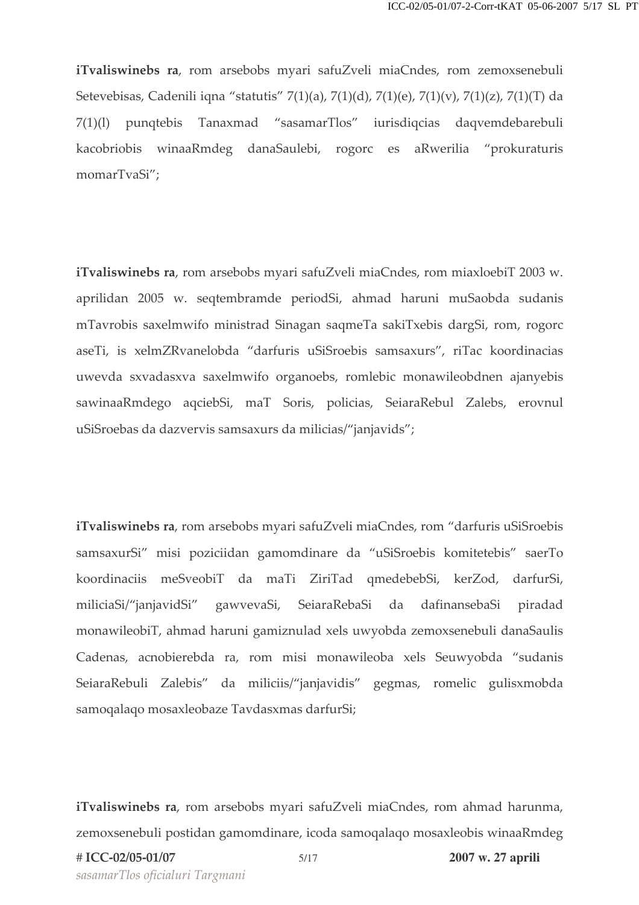**iTvaliswinebs ra**, rom arsebobs myari safuZveli miaCndes, rom zemoxsenebuli Setevebisas, Cadenili iqna "statutis" 7(1)(a), 7(1)(d), 7(1)(e), 7(1)(v), 7(1)(z), 7(1)(T) da 7(1)(l) punqtebis Tanaxmad "sasamarTlos" iurisdiqcias daqvemdebarebuli kacobriobis winaaRmdeg danaSaulebi, rogorc es aRwerilia "prokuraturis momarTvaSi";

**iTvaliswinebs ra**, rom arsebobs myari safuZveli miaCndes, rom miaxloebiT 2003 w. aprilidan 2005 w. seqtembramde periodSi, ahmad haruni muSaobda sudanis mTavrobis saxelmwifo ministrad Sinagan saqmeTa sakiTxebis dargSi, rom, rogorc aseTi, is xelmZRvanelobda "darfuris uSiSroebis samsaxurs", riTac koordinacias uwevda sxvadasxva saxelmwifo organoebs, romlebic monawileobdnen ajanyebis sawinaaRmdego aqciebSi, maT Soris, policias, SeiaraRebul Zalebs, erovnul uSiSroebas da dazvervis samsaxurs da milicias/"janjavids";

**iTvaliswinebs ra**, rom arsebobs myari safuZveli miaCndes, rom "darfuris uSiSroebis samsaxurSi" misi poziciidan gamomdinare da "uSiSroebis komitetebis" saerTo koordinaciis meSveobiT da maTi ZiriTad qmedebebSi, kerZod, darfurSi, miliciaSi/"janjavidSi" gawvevaSi, SeiaraRebaSi da dafinansebaSi piradad monawileobiT, ahmad haruni gamiznulad xels uwyobda zemoxsenebuli danaSaulis Cadenas, acnobierebda ra, rom misi monawileoba xels Seuwyobda "sudanis SeiaraRebuli Zalebis" da miliciis/"janjavidis" gegmas, romelic gulisxmobda samoqalaqo mosaxleobaze Tavdasxmas darfurSi;

**iTvaliswinebs ra**, rom arsebobs myari safuZveli miaCndes, rom ahmad harunma, zemoxsenebuli postidan gamomdinare, icoda samoqalaqo mosaxleobis winaaRmdeg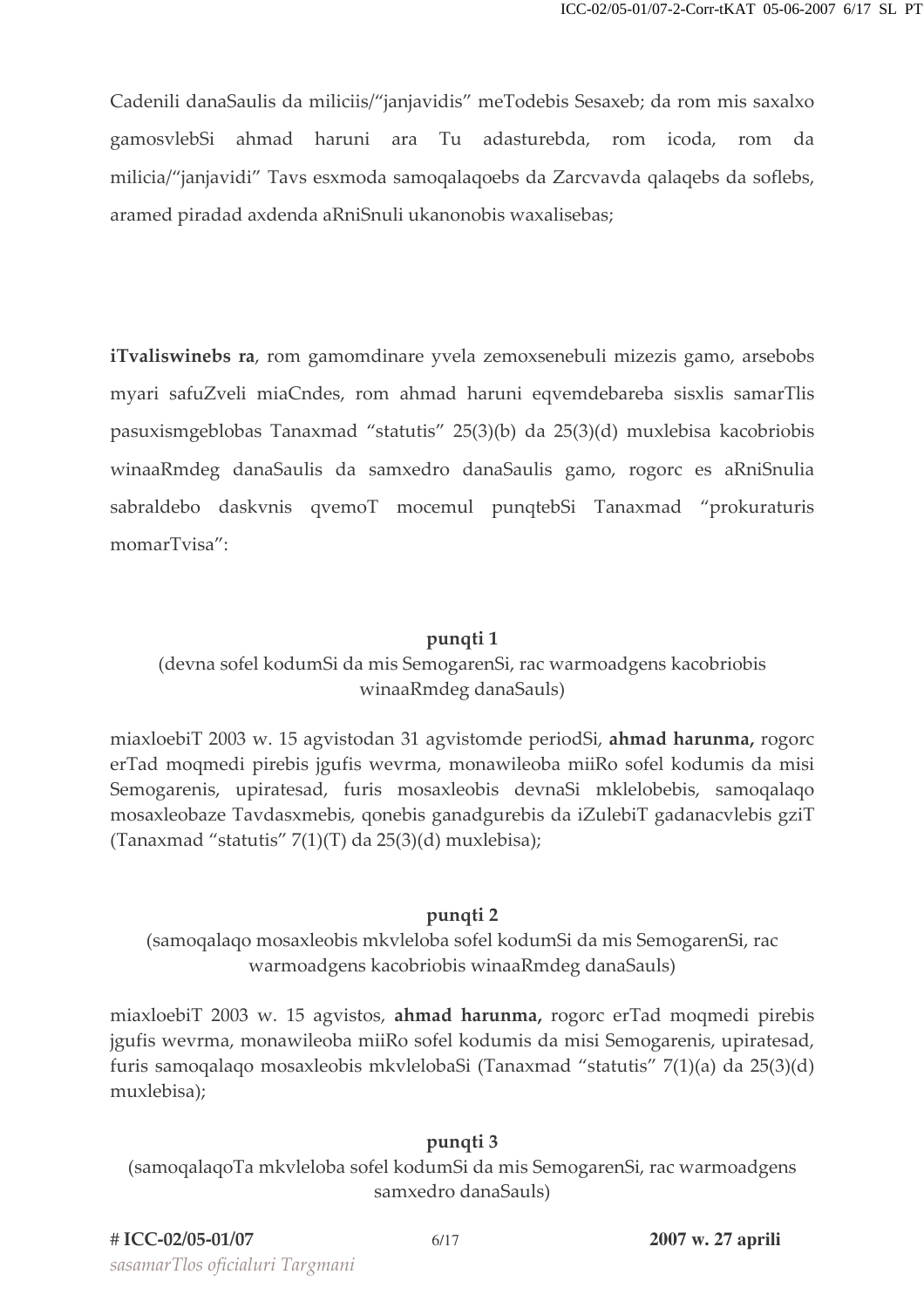Cadenili danaSaulis da miliciis/"janjavidis" meTodebis Sesaxeb; da rom mis saxalxo gamosvlebSi ahmad haruni ara Tu adasturebda, rom icoda, rom da milicia/"janjavidi" Tavs esxmoda samoqalaqoebs da Zarcvavda qalaqebs da soflebs, aramed piradad axdenda aRniSnuli ukanonobis waxalisebas;

**iTvaliswinebs ra**, rom gamomdinare yvela zemoxsenebuli mizezis gamo, arsebobs myari safuZveli miaCndes, rom ahmad haruni eqvemdebareba sisxlis samarTlis pasuxismgeblobas Tanaxmad "statutis" 25(3)(b) da 25(3)(d) muxlebisa kacobriobis winaaRmdeg danaSaulis da samxedro danaSaulis gamo, rogorc es aRniSnulia sabraldebo daskvnis qvemoT mocemul punqtebSi Tanaxmad "prokuraturis momarTvisa":

**punqti 1**
(devna sofel kodumSi da mis SemogarenSi, rac warmoadgens kacobriobis winaaRmdeg danaSauls)

miaxloebiT 2003 w. 15 agvistodan 31 agvistomde periodSi, **ahmad harunma,** rogorc erTad moqmedi pirebis jgufis wevrma, monawileoba miiRo sofel kodumis da misi Semogarenis, upiratesad, furis mosaxleobis devnaSi mklelobebis, samoqalaqo mosaxleobaze Tavdasxmebis, qonebis ganadgurebis da iZulebiT gadanacvlebis gziT (Tanaxmad "statutis" 7(1)(T) da 25(3)(d) muxlebisa);

**punqti 2**
(samoqalaqo mosaxleobis mkvleloba sofel kodumSi da mis SemogarenSi, rac warmoadgens kacobriobis winaaRmdeg danaSauls)

miaxloebiT 2003 w. 15 agvistos, **ahmad harunma,** rogorc erTad moqmedi pirebis jgufis wevrma, monawileoba miiRo sofel kodumis da misi Semogarenis, upiratesad, furis samoqalaqo mosaxleobis mkvlelobaSi (Tanaxmad "statutis" 7(1)(a) da 25(3)(d) muxlebisa);

**punqti 3**
(samoqalaqoTa mkvleloba sofel kodumSi da mis SemogarenSi, rac warmoadgens samxedro danaSauls)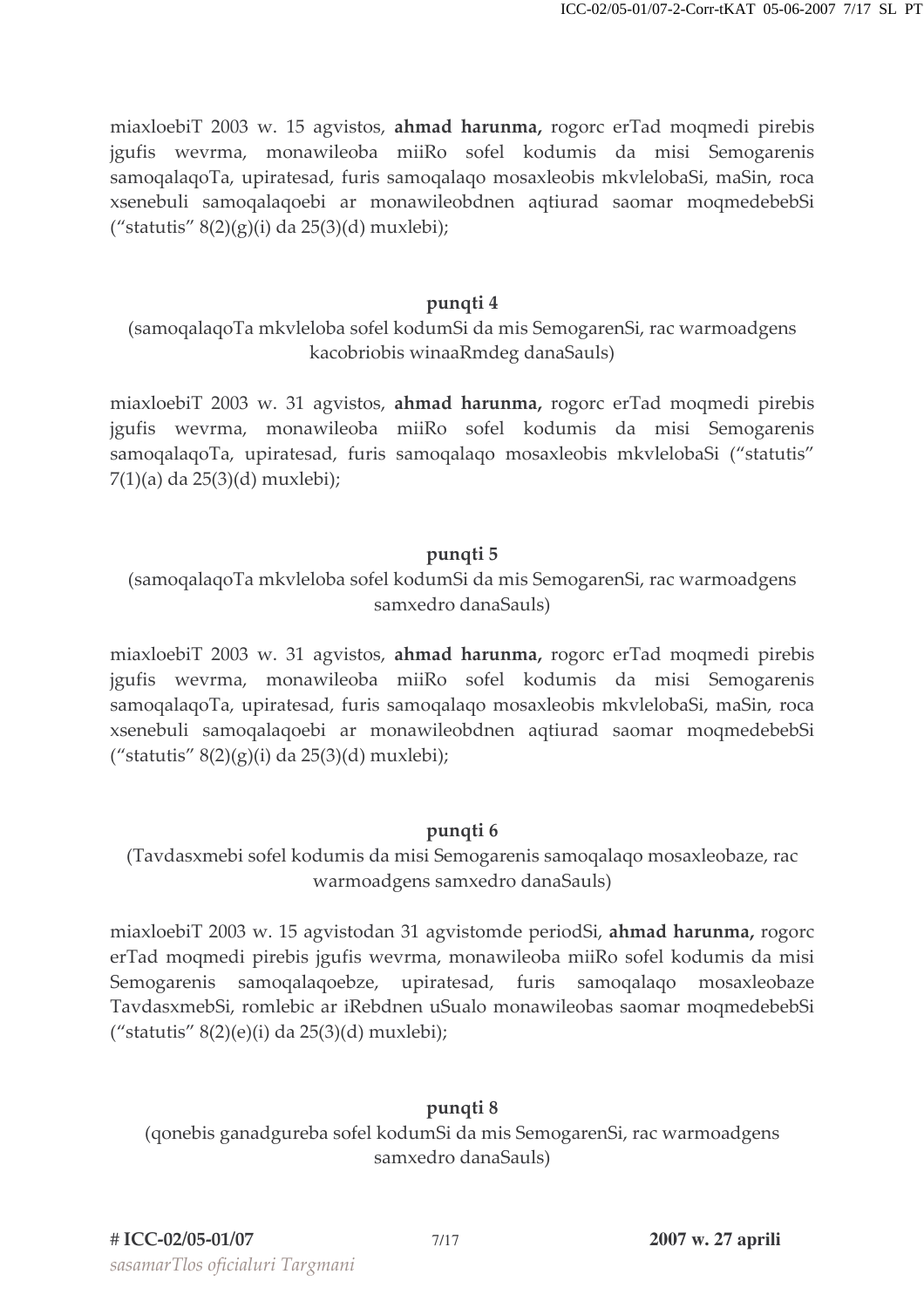miaxloebiT 2003 w. 15 agvistos, **ahmad harunma,** rogorc erTad moqmedi pirebis jgufis wevrma, monawileoba miiRo sofel kodumis da misi Semogarenis samoqalaqoTa, upiratesad, furis samoqalaqo mosaxleobis mkvlelobaSi, maSin, roca xsenebuli samoqalaqoebi ar monawileobdnen aqtiurad saomar moqmedebebSi ("statutis" 8(2)(g)(i) da 25(3)(d) muxlebi);

**punqti 4**

(samoqalaqoTa mkvleloba sofel kodumSi da mis SemogarenSi, rac warmoadgens kacobriobis winaaRmdeg danaSauls)

miaxloebiT 2003 w. 31 agvistos, **ahmad harunma,** rogorc erTad moqmedi pirebis jgufis wevrma, monawileoba miiRo sofel kodumis da misi Semogarenis samoqalaqoTa, upiratesad, furis samoqalaqo mosaxleobis mkvlelobaSi ("statutis" 7(1)(a) da 25(3)(d) muxlebi);

**punqti 5**

(samoqalaqoTa mkvleloba sofel kodumSi da mis SemogarenSi, rac warmoadgens samxedro danaSauls)

miaxloebiT 2003 w. 31 agvistos, **ahmad harunma,** rogorc erTad moqmedi pirebis jgufis wevrma, monawileoba miiRo sofel kodumis da misi Semogarenis samoqalaqoTa, upiratesad, furis samoqalaqo mosaxleobis mkvlelobaSi, maSin, roca xsenebuli samoqalaqoebi ar monawileobdnen aqtiurad saomar moqmedebebSi ("statutis" 8(2)(g)(i) da 25(3)(d) muxlebi);

**punqti 6**

(Tavdasxmebi sofel kodumis da misi Semogarenis samoqalaqo mosaxleobaze, rac warmoadgens samxedro danaSauls)

miaxloebiT 2003 w. 15 agvistodan 31 agvistomde periodSi, **ahmad harunma,** rogorc erTad moqmedi pirebis jgufis wevrma, monawileoba miiRo sofel kodumis da misi Semogarenis samoqalaqoebze, upiratesad, furis samoqalaqo mosaxleobaze TavdasxmebSi, romlebic ar iRebdnen uSualo monawileobas saomar moqmedebebSi ("statutis" 8(2)(e)(i) da 25(3)(d) muxlebi);

**punqti 8**

(qonebis ganadgureba sofel kodumSi da mis SemogarenSi, rac warmoadgens samxedro danaSauls)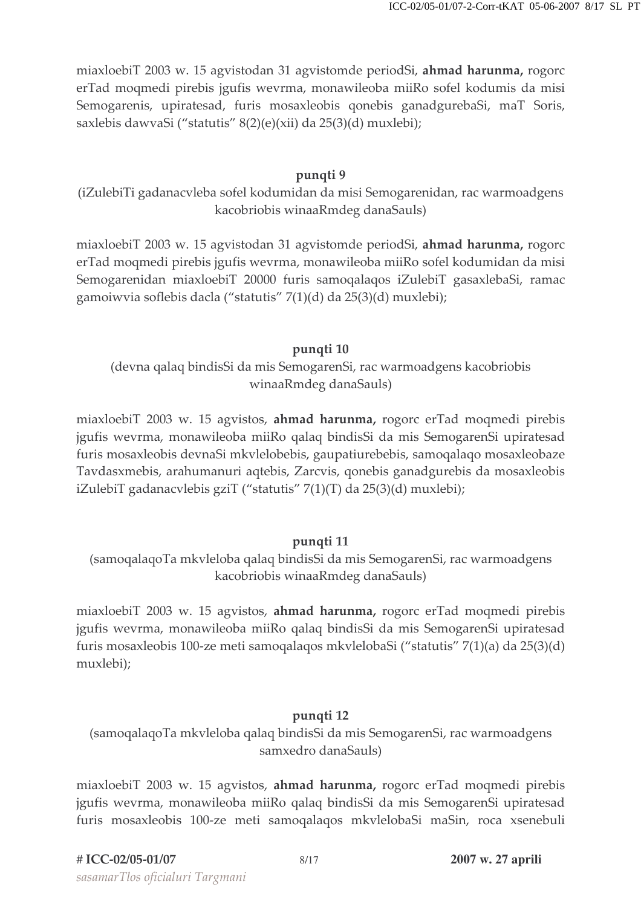miaxloebiT 2003 w. 15 agvistodan 31 agvistomde periodSi, **ahmad harunma,** rogorc erTad moqmedi pirebis jgufis wevrma, monawileoba miiRo sofel kodumis da misi Semogarenis, upiratesad, furis mosaxleobis qonebis ganadgurebaSi, maT Soris, saxlebis dawvaSi ("statutis" 8(2)(e)(xii) da 25(3)(d) muxlebi);

**punqti 9**

(iZulebiTi gadanacvleba sofel kodumidan da misi Semogarenidan, rac warmoadgens kacobriobis winaaRmdeg danaSauls)

miaxloebiT 2003 w. 15 agvistodan 31 agvistomde periodSi, **ahmad harunma,** rogorc erTad moqmedi pirebis jgufis wevrma, monawileoba miiRo sofel kodumidan da misi Semogarenidan miaxloebiT 20000 furis samoqalaqos iZulebiT gasaxlebaSi, ramac gamoiwvia soflebis dacla ("statutis" 7(1)(d) da 25(3)(d) muxlebi);

**punqti 10**

(devna qalaq bindisSi da mis SemogarenSi, rac warmoadgens kacobriobis winaaRmdeg danaSauls)

miaxloebiT 2003 w. 15 agvistos, **ahmad harunma,** rogorc erTad moqmedi pirebis jgufis wevrma, monawileoba miiRo qalaq bindisSi da mis SemogarenSi upiratesad furis mosaxleobis devnaSi mkvlelobebis, gaupatiurebebis, samoqalaqo mosaxleobaze Tavdasxmebis, arahumanuri aqtebis, Zarcvis, qonebis ganadgurebis da mosaxleobis iZulebiT gadanacvlebis gziT ("statutis" 7(1)(T) da 25(3)(d) muxlebi);

**punqti 11**

(samoqalaqoTa mkvleloba qalaq bindisSi da mis SemogarenSi, rac warmoadgens kacobriobis winaaRmdeg danaSauls)

miaxloebiT 2003 w. 15 agvistos, **ahmad harunma,** rogorc erTad moqmedi pirebis jgufis wevrma, monawileoba miiRo qalaq bindisSi da mis SemogarenSi upiratesad furis mosaxleobis 100-ze meti samoqalaqos mkvlelobaSi ("statutis" 7(1)(a) da 25(3)(d) muxlebi);

**punqti 12**

(samoqalaqoTa mkvleloba qalaq bindisSi da mis SemogarenSi, rac warmoadgens samxedro danaSauls)

miaxloebiT 2003 w. 15 agvistos, **ahmad harunma,** rogorc erTad moqmedi pirebis jgufis wevrma, monawileoba miiRo qalaq bindisSi da mis SemogarenSi upiratesad furis mosaxleobis 100-ze meti samoqalaqos mkvlelobaSi maSin, roca xsenebuli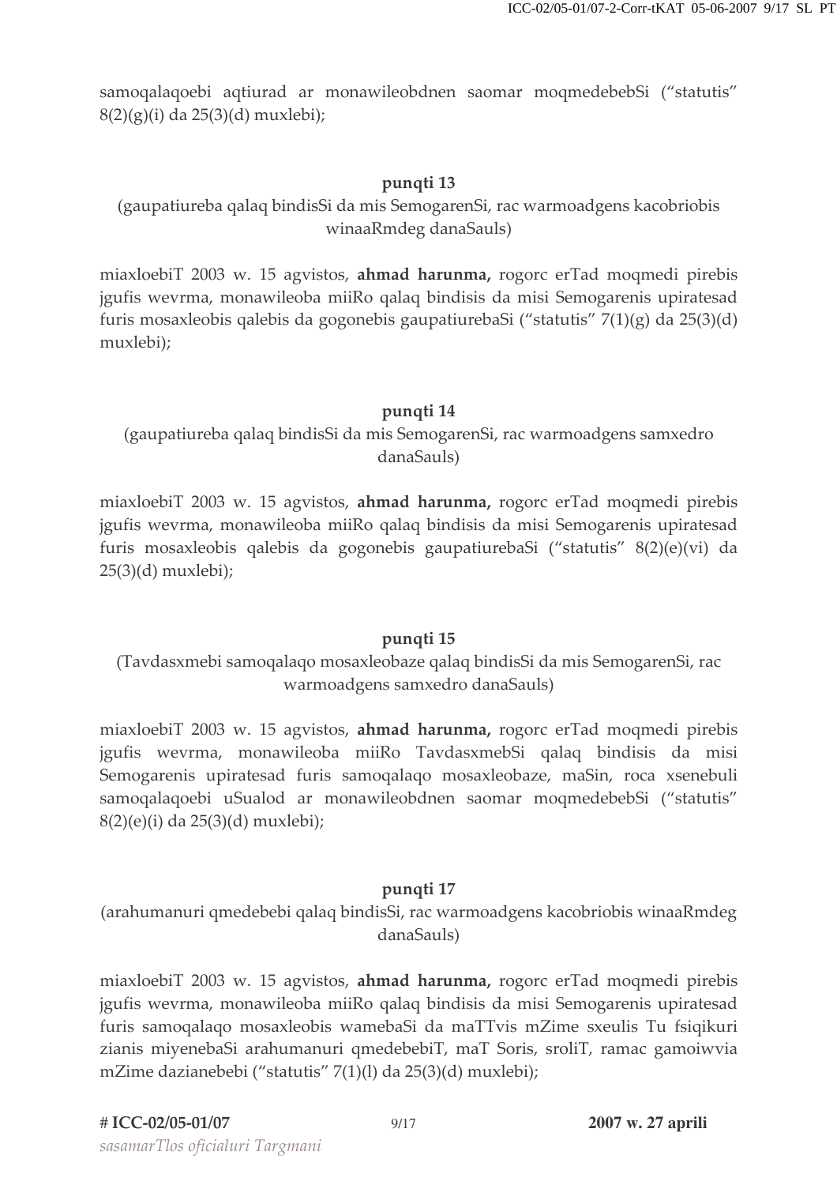samoqalaqoebi aqtiurad ar monawileobdnen saomar moqmedebebSi ("statutis" 8(2)(g)(i) da 25(3)(d) muxlebi);

### punqti 13

(gaupatiureba qalaq bindisSi da mis SemogarenSi, rac warmoadgens kacobriobis winaaRmdeg danaSauls)

miaxloebiT 2003 w. 15 agvistos, **ahmad harunma,** rogorc erTad moqmedi pirebis jgufis wevrma, monawileoba miiRo qalaq bindisis da misi Semogarenis upiratesad furis mosaxleobis qalebis da gogonebis gaupatiurebaSi ("statutis" 7(1)(g) da 25(3)(d) muxlebi);

### punqti 14

(gaupatiureba qalaq bindisSi da mis SemogarenSi, rac warmoadgens samxedro danaSauls)

miaxloebiT 2003 w. 15 agvistos, **ahmad harunma,** rogorc erTad moqmedi pirebis jgufis wevrma, monawileoba miiRo qalaq bindisis da misi Semogarenis upiratesad furis mosaxleobis qalebis da gogonebis gaupatiurebaSi ("statutis" 8(2)(e)(vi) da 25(3)(d) muxlebi);

### punqti 15

(Tavdasxmebi samoqalaqo mosaxleobaze qalaq bindisSi da mis SemogarenSi, rac warmoadgens samxedro danaSauls)

miaxloebiT 2003 w. 15 agvistos, **ahmad harunma,** rogorc erTad moqmedi pirebis jgufis wevrma, monawileoba miiRo TavdasxmebSi qalaq bindisis da misi Semogarenis upiratesad furis samoqalaqo mosaxleobaze, maSin, roca xsenebuli samoqalaqoebi uSualod ar monawileobdnen saomar moqmedebebSi ("statutis" 8(2)(e)(i) da 25(3)(d) muxlebi);

### punqti 17

(arahumanuri qmedebebi qalaq bindisSi, rac warmoadgens kacobriobis winaaRmdeg danaSauls)

miaxloebiT 2003 w. 15 agvistos, **ahmad harunma,** rogorc erTad moqmedi pirebis jgufis wevrma, monawileoba miiRo qalaq bindisis da misi Semogarenis upiratesad furis samoqalaqo mosaxleobis wamebaSi da maTTvis mZime sxeulis Tu fsiqikuri zianis miyenebaSi arahumanuri qmedebebiT, maT Soris, sroliT, ramac gamoiwvia mZime dazianebebi ("statutis" 7(1)(l) da 25(3)(d) muxlebi);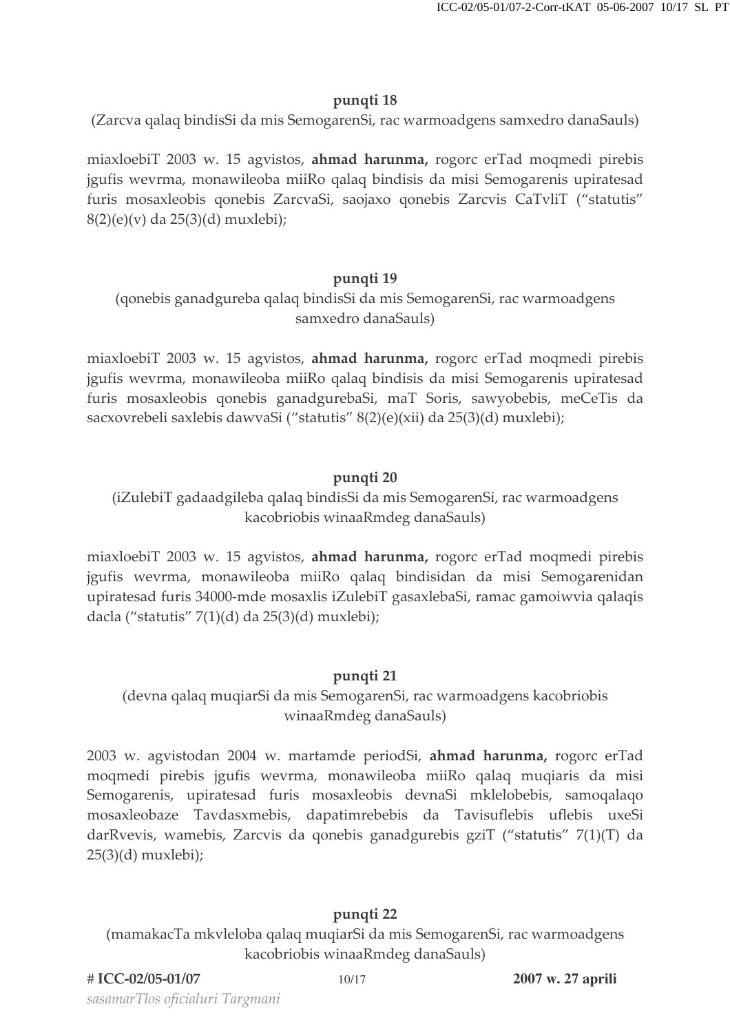**punqti 18**

(Zarcva qalaq bindisSi da mis SemogarenSi, rac warmoadgens samxedro danaSauls)

miaxloebiT 2003 w. 15 agvistos, **ahmad harunma,** rogorc erTad moqmedi pirebis jgufis wevrma, monawileoba miiRo qalaq bindisis da misi Semogarenis upiratesad furis mosaxleobis qonebis ZarcvaSi, saojaxo qonebis Zarcvis CaTvliT ("statutis" 8(2)(e)(v) da 25(3)(d) muxlebi);

**punqti 19**

(qonebis ganadgureba qalaq bindisSi da mis SemogarenSi, rac warmoadgens samxedro danaSauls)

miaxloebiT 2003 w. 15 agvistos, **ahmad harunma,** rogorc erTad moqmedi pirebis jgufis wevrma, monawileoba miiRo qalaq bindisis da misi Semogarenis upiratesad furis mosaxleobis qonebis ganadgurebaSi, maT Soris, sawyobebis, meCeTis da sacxovrebeli saxlebis dawvaSi ("statutis" 8(2)(e)(xii) da 25(3)(d) muxlebi);

**punqti 20**

(iZulebiT gadaadgileba qalaq bindisSi da mis SemogarenSi, rac warmoadgens kacobriobis winaaRmdeg danaSauls)

miaxloebiT 2003 w. 15 agvistos, **ahmad harunma,** rogorc erTad moqmedi pirebis jgufis wevrma, monawileoba miiRo qalaq bindisidan da misi Semogarenidan upiratesad furis 34000-mde mosaxlis iZulebiT gasaxlebaSi, ramac gamoiwvia qalaqis dacla ("statutis" 7(1)(d) da 25(3)(d) muxlebi);

**punqti 21**

(devna qalaq muqiarSi da mis SemogarenSi, rac warmoadgens kacobriobis winaaRmdeg danaSauls)

2003 w. agvistodan 2004 w. martamde periodSi, **ahmad harunma,** rogorc erTad moqmedi pirebis jgufis wevrma, monawileoba miiRo qalaq muqiaris da misi Semogarenis, upiratesad furis mosaxleobis devnaSi mklelobebis, samoqalaqo mosaxleobaze Tavdasxmebis, dapatimrebebis da Tavisuflebis uflebis uxeSi darRvevis, wamebis, Zarcvis da qonebis ganadgurebis gziT ("statutis" 7(1)(T) da 25(3)(d) muxlebi);

**punqti 22**

(mamakacTa mkvleloba qalaq muqiarSi da mis SemogarenSi, rac warmoadgens kacobriobis winaaRmdeg danaSauls)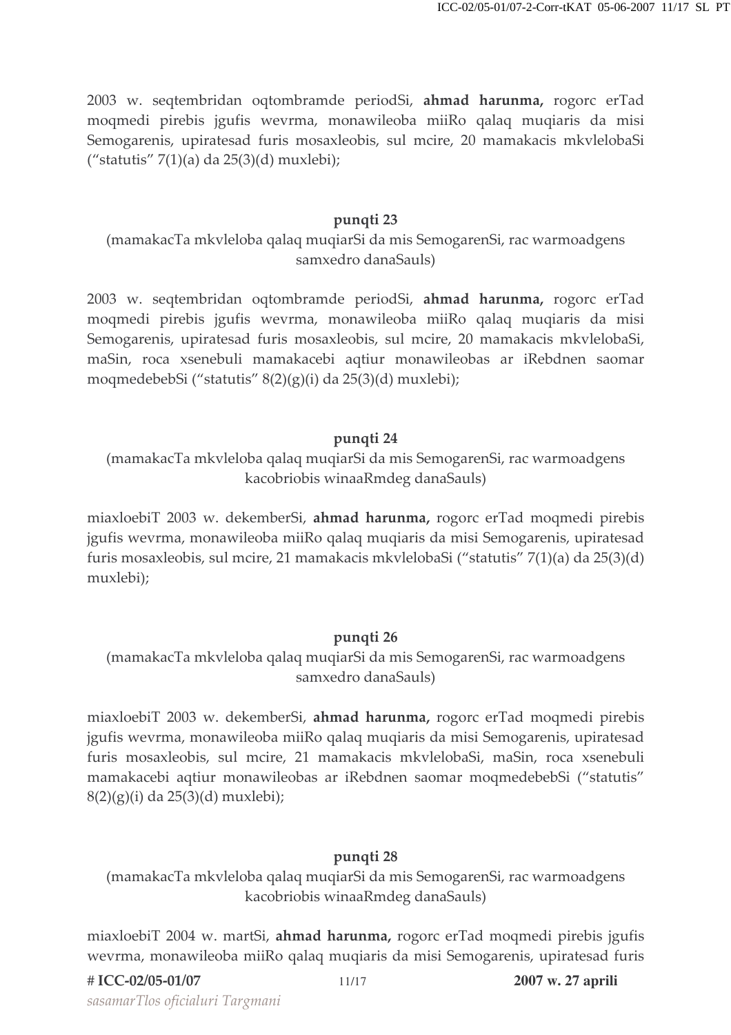2003 w. seqtembridan oqtombramde periodSi, **ahmad harunma,** rogorc erTad moqmedi pirebis jgufis wevrma, monawileoba miiRo qalaq muqiaris da misi Semogarenis, upiratesad furis mosaxleobis, sul mcire, 20 mamakacis mkvlelobaSi ("statutis" 7(1)(a) da 25(3)(d) muxlebi);

**punqti 23**

(mamakacTa mkvleloba qalaq muqiarSi da mis SemogarenSi, rac warmoadgens samxedro danaSauls)

2003 w. seqtembridan oqtombramde periodSi, **ahmad harunma,** rogorc erTad moqmedi pirebis jgufis wevrma, monawileoba miiRo qalaq muqiaris da misi Semogarenis, upiratesad furis mosaxleobis, sul mcire, 20 mamakacis mkvlelobaSi, maSin, roca xsenebuli mamakacebi aqtiur monawileobas ar iRebdnen saomar moqmedebebSi ("statutis" 8(2)(g)(i) da 25(3)(d) muxlebi);

**punqti 24**

(mamakacTa mkvleloba qalaq muqiarSi da mis SemogarenSi, rac warmoadgens kacobriobis winaaRmdeg danaSauls)

miaxloebiT 2003 w. dekemberSi, **ahmad harunma,** rogorc erTad moqmedi pirebis jgufis wevrma, monawileoba miiRo qalaq muqiaris da misi Semogarenis, upiratesad furis mosaxleobis, sul mcire, 21 mamakacis mkvlelobaSi ("statutis" 7(1)(a) da 25(3)(d) muxlebi);

**punqti 26**

(mamakacTa mkvleloba qalaq muqiarSi da mis SemogarenSi, rac warmoadgens samxedro danaSauls)

miaxloebiT 2003 w. dekemberSi, **ahmad harunma,** rogorc erTad moqmedi pirebis jgufis wevrma, monawileoba miiRo qalaq muqiaris da misi Semogarenis, upiratesad furis mosaxleobis, sul mcire, 21 mamakacis mkvlelobaSi, maSin, roca xsenebuli mamakacebi aqtiur monawileobas ar iRebdnen saomar moqmedebebSi ("statutis" 8(2)(g)(i) da 25(3)(d) muxlebi);

**punqti 28**

(mamakacTa mkvleloba qalaq muqiarSi da mis SemogarenSi, rac warmoadgens kacobriobis winaaRmdeg danaSauls)

miaxloebiT 2004 w. martSi, **ahmad harunma,** rogorc erTad moqmedi pirebis jgufis wevrma, monawileoba miiRo qalaq muqiaris da misi Semogarenis, upiratesad furis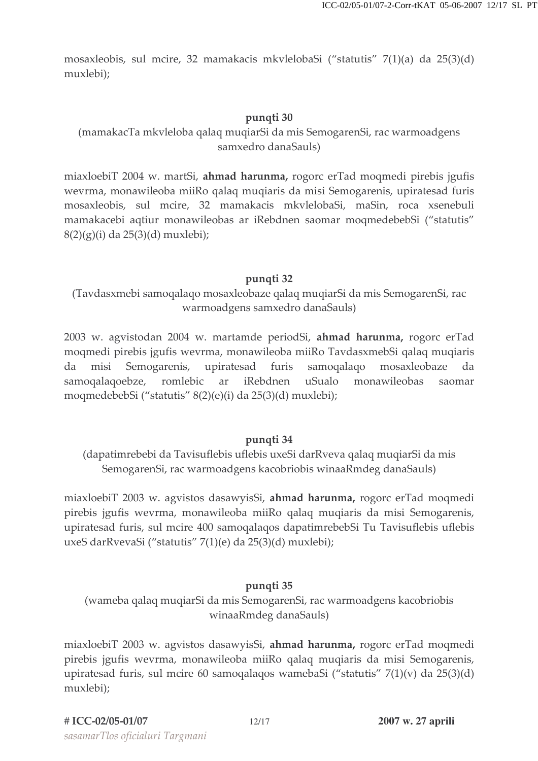mosaxleobis, sul mcire, 32 mamakacis mkvlelobaSi (“statutis” 7(1)(a) da 25(3)(d) muxlebi);

**punqti 30**

(mamakacTa mkvleloba qalaq muqiarSi da mis SemogarenSi, rac warmoadgens samxedro danaSauls)

miaxloebiT 2004 w. martSi, **ahmad harunma,** rogorc erTad moqmedi pirebis jgufis wevrma, monawileoba miiRo qalaq muqiaris da misi Semogarenis, upiratesad furis mosaxleobis, sul mcire, 32 mamakacis mkvlelobaSi, maSin, roca xsenebuli mamakacebi aqtiur monawileobas ar iRebdnen saomar moqmedebebSi (“statutis” 8(2)(g)(i) da 25(3)(d) muxlebi);

**punqti 32**

(Tavdasxmebi samoqalaqo mosaxleobaze qalaq muqiarSi da mis SemogarenSi, rac warmoadgens samxedro danaSauls)

2003 w. agvistodan 2004 w. martamde periodSi, **ahmad harunma,** rogorc erTad moqmedi pirebis jgufis wevrma, monawileoba miiRo TavdasxmebSi qalaq muqiaris da misi Semogarenis, upiratesad furis samoqalaqo mosaxleobaze da samoqalaqoebze, romlebic ar iRebdnen uSualo monawileobas saomar moqmedebebSi (“statutis” 8(2)(e)(i) da 25(3)(d) muxlebi);

**punqti 34**

(dapatimrebebi da Tavisuflebis uflebis uxeSi darRveva qalaq muqiarSi da mis SemogarenSi, rac warmoadgens kacobriobis winaaRmdeg danaSauls)

miaxloebiT 2003 w. agvistos dasawyisSi, **ahmad harunma,** rogorc erTad moqmedi pirebis jgufis wevrma, monawileoba miiRo qalaq muqiaris da misi Semogarenis, upiratesad furis, sul mcire 400 samoqalaqos dapatimrebebSi Tu Tavisuflebis uflebis uxeS darRvevaSi (“statutis” 7(1)(e) da 25(3)(d) muxlebi);

**punqti 35**

(wameba qalaq muqiarSi da mis SemogarenSi, rac warmoadgens kacobriobis winaaRmdeg danaSauls)

miaxloebiT 2003 w. agvistos dasawyisSi, **ahmad harunma,** rogorc erTad moqmedi pirebis jgufis wevrma, monawileoba miiRo qalaq muqiaris da misi Semogarenis, upiratesad furis, sul mcire 60 samoqalaqos wamebaSi (“statutis” 7(1)(v) da 25(3)(d) muxlebi);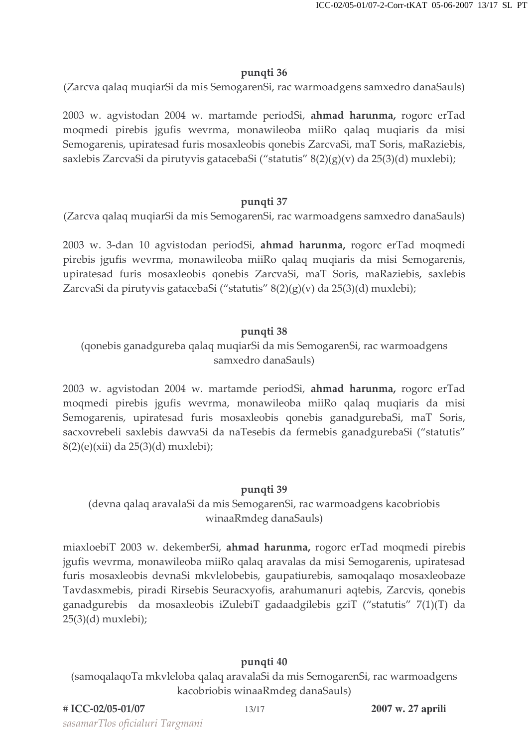**punqti 36**

(Zarcva qalaq muqiarSi da mis SemogarenSi, rac warmoadgens samxedro danaSauls)

2003 w. agvistodan 2004 w. martamde periodSi, **ahmad harunma,** rogorc erTad moqmedi pirebis jgufis wevrma, monawileoba miiRo qalaq muqiaris da misi Semogarenis, upiratesad furis mosaxleobis qonebis ZarcvaSi, maT Soris, maRaziebis, saxlebis ZarcvaSi da pirutyvis gatacebaSi ("statutis" 8(2)(g)(v) da 25(3)(d) muxlebi);

**punqti 37**

(Zarcva qalaq muqiarSi da mis SemogarenSi, rac warmoadgens samxedro danaSauls)

2003 w. 3-dan 10 agvistodan periodSi, **ahmad harunma,** rogorc erTad moqmedi pirebis jgufis wevrma, monawileoba miiRo qalaq muqiaris da misi Semogarenis, upiratesad furis mosaxleobis qonebis ZarcvaSi, maT Soris, maRaziebis, saxlebis ZarcvaSi da pirutyvis gatacebaSi ("statutis" 8(2)(g)(v) da 25(3)(d) muxlebi);

**punqti 38**

(qonebis ganadgureba qalaq muqiarSi da mis SemogarenSi, rac warmoadgens samxedro danaSauls)

2003 w. agvistodan 2004 w. martamde periodSi, **ahmad harunma,** rogorc erTad moqmedi pirebis jgufis wevrma, monawileoba miiRo qalaq muqiaris da misi Semogarenis, upiratesad furis mosaxleobis qonebis ganadgurebaSi, maT Soris, sacxovrebeli saxlebis dawvaSi da naTesebis da fermebis ganadgurebaSi ("statutis" 8(2)(e)(xii) da 25(3)(d) muxlebi);

**punqti 39**

(devna qalaq aravalaSi da mis SemogarenSi, rac warmoadgens kacobriobis winaaRmdeg danaSauls)

miaxloebiT 2003 w. dekemberSi, **ahmad harunma,** rogorc erTad moqmedi pirebis jgufis wevrma, monawileoba miiRo qalaq aravalas da misi Semogarenis, upiratesad furis mosaxleobis devnaSi mkvlelobebis, gaupatiurebis, samoqalaqo mosaxleobaze Tavdasxmebis, piradi Rirsebis Seuracxyofis, arahumanuri aqtebis, Zarcvis, qonebis ganadgurebis da mosaxleobis iZulebiT gadaadgilebis gziT ("statutis" 7(1)(T) da 25(3)(d) muxlebi);

**punqti 40**

(samoqalaqoTa mkvleloba qalaq aravalaSi da mis SemogarenSi, rac warmoadgens kacobriobis winaaRmdeg danaSauls)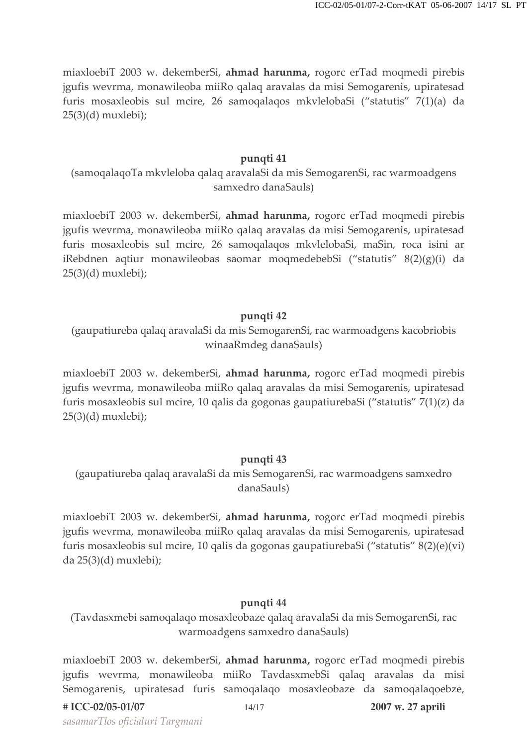miaxloebiT 2003 w. dekemberSi, **ahmad harunma,** rogorc erTad moqmedi pirebis jgufis wevrma, monawileoba miiRo qalaq aravalas da misi Semogarenis, upiratesad furis mosaxleobis sul mcire, 26 samoqalaqos mkvlelobaSi ("statutis" 7(1)(a) da 25(3)(d) muxlebi);

### punqti 41

(samoqalaqoTa mkvleloba qalaq aravalaSi da mis SemogarenSi, rac warmoadgens samxedro danaSauls)

miaxloebiT 2003 w. dekemberSi, **ahmad harunma,** rogorc erTad moqmedi pirebis jgufis wevrma, monawileoba miiRo qalaq aravalas da misi Semogarenis, upiratesad furis mosaxleobis sul mcire, 26 samoqalaqos mkvlelobaSi, maSin, roca isini ar iRebdnen aqtiur monawileobas saomar moqmedebebSi ("statutis" 8(2)(g)(i) da 25(3)(d) muxlebi);

### punqti 42

(gaupatiureba qalaq aravalaSi da mis SemogarenSi, rac warmoadgens kacobriobis winaaRmdeg danaSauls)

miaxloebiT 2003 w. dekemberSi, **ahmad harunma,** rogorc erTad moqmedi pirebis jgufis wevrma, monawileoba miiRo qalaq aravalas da misi Semogarenis, upiratesad furis mosaxleobis sul mcire, 10 qalis da gogonas gaupatiurebaSi ("statutis" 7(1)(z) da 25(3)(d) muxlebi);

### punqti 43

(gaupatiureba qalaq aravalaSi da mis SemogarenSi, rac warmoadgens samxedro danaSauls)

miaxloebiT 2003 w. dekemberSi, **ahmad harunma,** rogorc erTad moqmedi pirebis jgufis wevrma, monawileoba miiRo qalaq aravalas da misi Semogarenis, upiratesad furis mosaxleobis sul mcire, 10 qalis da gogonas gaupatiurebaSi ("statutis" 8(2)(e)(vi) da 25(3)(d) muxlebi);

### punqti 44

(Tavdasxmebi samoqalaqo mosaxleobaze qalaq aravalaSi da mis SemogarenSi, rac warmoadgens samxedro danaSauls)

miaxloebiT 2003 w. dekemberSi, **ahmad harunma,** rogorc erTad moqmedi pirebis jgufis wevrma, monawileoba miiRo TavdasxmebSi qalaq aravalas da misi Semogarenis, upiratesad furis samoqalaqo mosaxleobaze da samoqalaqoebze,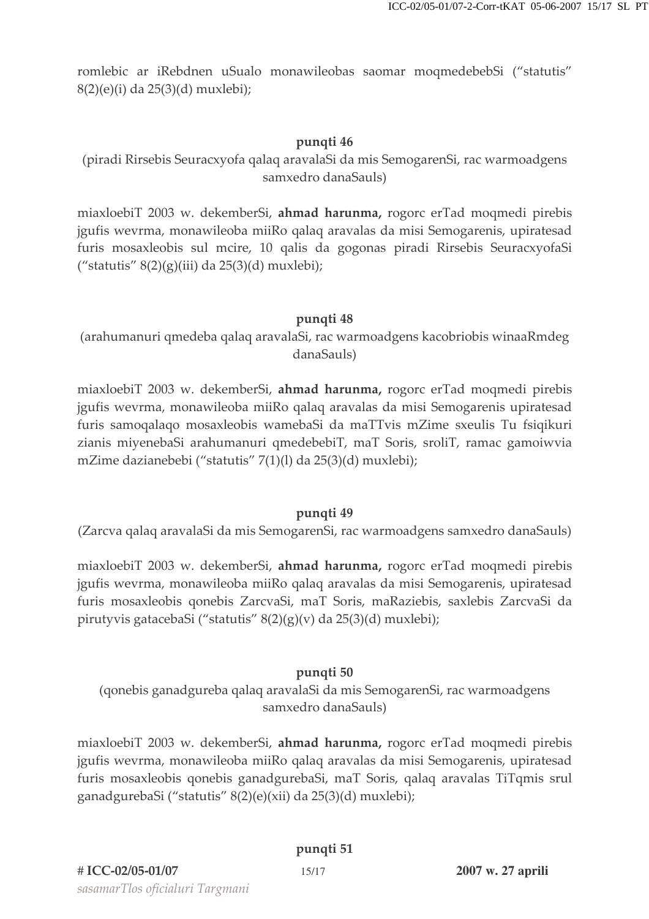romlebic ar iRebdnen uSualo monawileobas saomar moqmedebebSi ("statutis" 8(2)(e)(i) da 25(3)(d) muxlebi);

**punqti 46**

(piradi Rirsebis Seuracxyofa qalaq aravalaSi da mis SemogarenSi, rac warmoadgens samxedro danaSauls)

miaxloebiT 2003 w. dekemberSi, **ahmad harunma,** rogorc erTad moqmedi pirebis jgufis wevrma, monawileoba miiRo qalaq aravalas da misi Semogarenis, upiratesad furis mosaxleobis sul mcire, 10 qalis da gogonas piradi Rirsebis SeuracxyofaSi ("statutis" 8(2)(g)(iii) da 25(3)(d) muxlebi);

**punqti 48**

(arahumanuri qmedeba qalaq aravalaSi, rac warmoadgens kacobriobis winaaRmdeg danaSauls)

miaxloebiT 2003 w. dekemberSi, **ahmad harunma,** rogorc erTad moqmedi pirebis jgufis wevrma, monawileoba miiRo qalaq aravalas da misi Semogarenis upiratesad furis samoqalaqo mosaxleobis wamebaSi da maTTvis mZime sxeulis Tu fsiqikuri zianis miyenebaSi arahumanuri qmedebebiT, maT Soris, sroliT, ramac gamoiwvia mZime dazianebebi ("statutis" 7(1)(l) da 25(3)(d) muxlebi);

**punqti 49**

(Zarcva qalaq aravalaSi da mis SemogarenSi, rac warmoadgens samxedro danaSauls)

miaxloebiT 2003 w. dekemberSi, **ahmad harunma,** rogorc erTad moqmedi pirebis jgufis wevrma, monawileoba miiRo qalaq aravalas da misi Semogarenis, upiratesad furis mosaxleobis qonebis ZarcvaSi, maT Soris, maRaziebis, saxlebis ZarcvaSi da pirutyvis gatacebaSi ("statutis" 8(2)(g)(v) da 25(3)(d) muxlebi);

**punqti 50**

(qonebis ganadgureba qalaq aravalaSi da mis SemogarenSi, rac warmoadgens samxedro danaSauls)

miaxloebiT 2003 w. dekemberSi, **ahmad harunma,** rogorc erTad moqmedi pirebis jgufis wevrma, monawileoba miiRo qalaq aravalas da misi Semogarenis, upiratesad furis mosaxleobis qonebis ganadgurebaSi, maT Soris, qalaq aravalas TiTqmis srul ganadgurebaSi ("statutis" 8(2)(e)(xii) da 25(3)(d) muxlebi);

**punqti 51**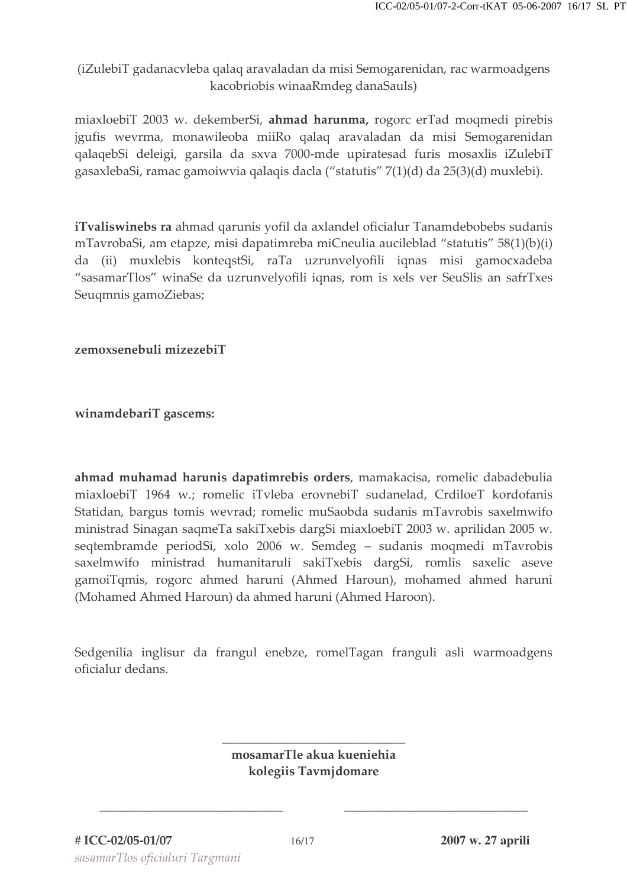(iZulebiT gadanacvleba qalaq aravaladan da misi Semogarenidan, rac warmoadgens kacobriobis winaaRmdeg danaSauls)

miaxloebiT 2003 w. dekemberSi, **ahmad harunma,** rogorc erTad moqmedi pirebis jgufis wevrma, monawileoba miiRo qalaq aravaladan da misi Semogarenidan qalaqebSi deleigi, garsila da sxva 7000-mde upiratesad furis mosaxlis iZulebiT gasaxlebaSi, ramac gamoiwvia qalaqis dacla ("statutis" 7(1)(d) da 25(3)(d) muxlebi).

**iTvaliswinebs ra** ahmad qarunis yofil da axlandel oficialur Tanamdebobebs sudanis mTavrobaSi, am etapze, misi dapatimreba miCneulia auciléblad "statutis" 58(1)(b)(i) da (ii) muxlebis konteqstSi, raTa uzrunvelyofili iqnas misi gamocxadeba "sasamarTlos" winaSe da uzrunvelyofili iqnas, rom is xels ver SeuSlis an safrTxes Seuqmnis gamoZiebas;

**zemoxsenebuli mizezebiT**

**winamdebariT gascems:**

**ahmad muhamad harunis dapatimrebis orders**, mamakacisa, romelic dabadebulia miaxloebiT 1964 w.; romelic iTvleba erovnebiT sudanelad, CrdiloeT kordofanis Statidan, bargus tomis wevrad; romelic muSaobda sudanis mTavrobis saxelmwifo ministrad Sinagan saqmeTa sakiTxebis dargSi miaxloebiT 2003 w. aprilidan 2005 w. seqtembramde periodSi, xolo 2006 w. Semdeg – sudanis moqmedi mTavrobis saxelmwifo ministrad humanitaruli sakiTxebis dargSi, romlis saxelic aseve gamoiTqmis, rogorc ahmed haruni (Ahmed Haroun), mohamed ahmed haruni (Mohamed Ahmed Haroun) da ahmed haruni (Ahmed Haroon).

Sedgenilia inglisur da frangul enebze, romelTagan franguli asli warmoadgens oficialur dedans.

\_\_\_\_\_\_\_\_\_\_\_\_\_\_\_\_\_\_\_\_\_\_\_\_\_\_\_\_

**mosamarTle akua kueniehia**
**kolegiis Tavmjdomare**

\_\_\_\_\_\_\_\_\_\_\_\_\_\_\_\_\_\_\_\_\_\_\_\_\_\_\_\_ \_\_\_\_\_\_\_\_\_\_\_\_\_\_\_\_\_\_\_\_\_\_\_\_\_\_\_\_

**# ICC-02/05-01/07** **2007 w. 27 aprili**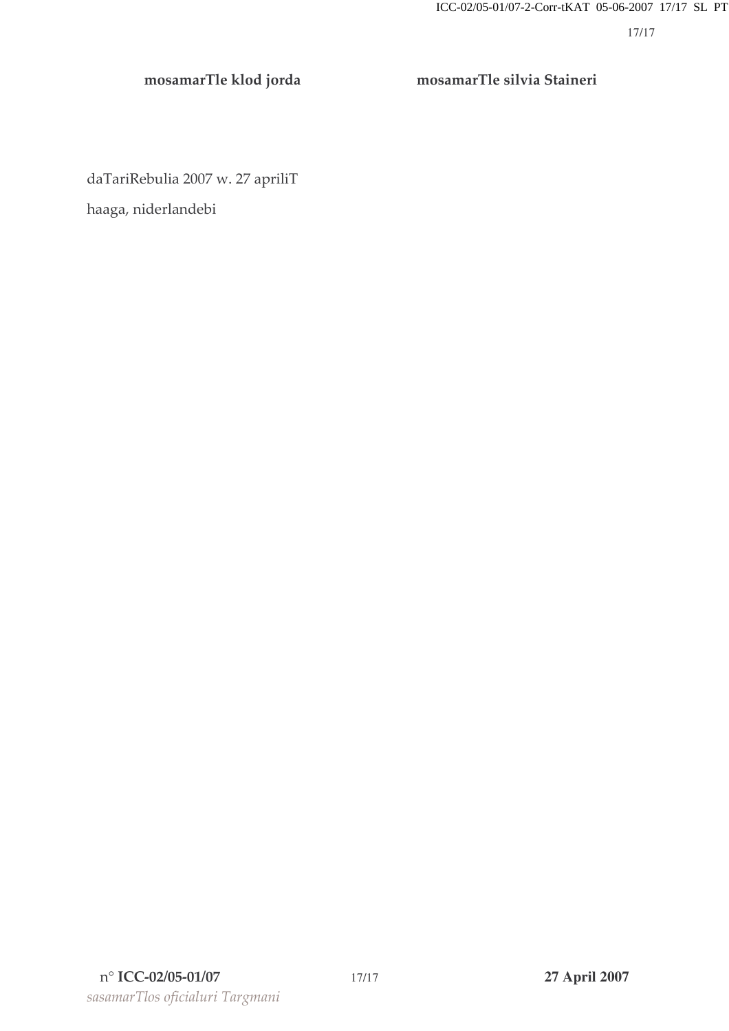**mosamarTle klod jorda** **mosamarTle silvia Staineri**

daTariRebulia 2007 w. 27 apriliT

haaga, niderlandebi